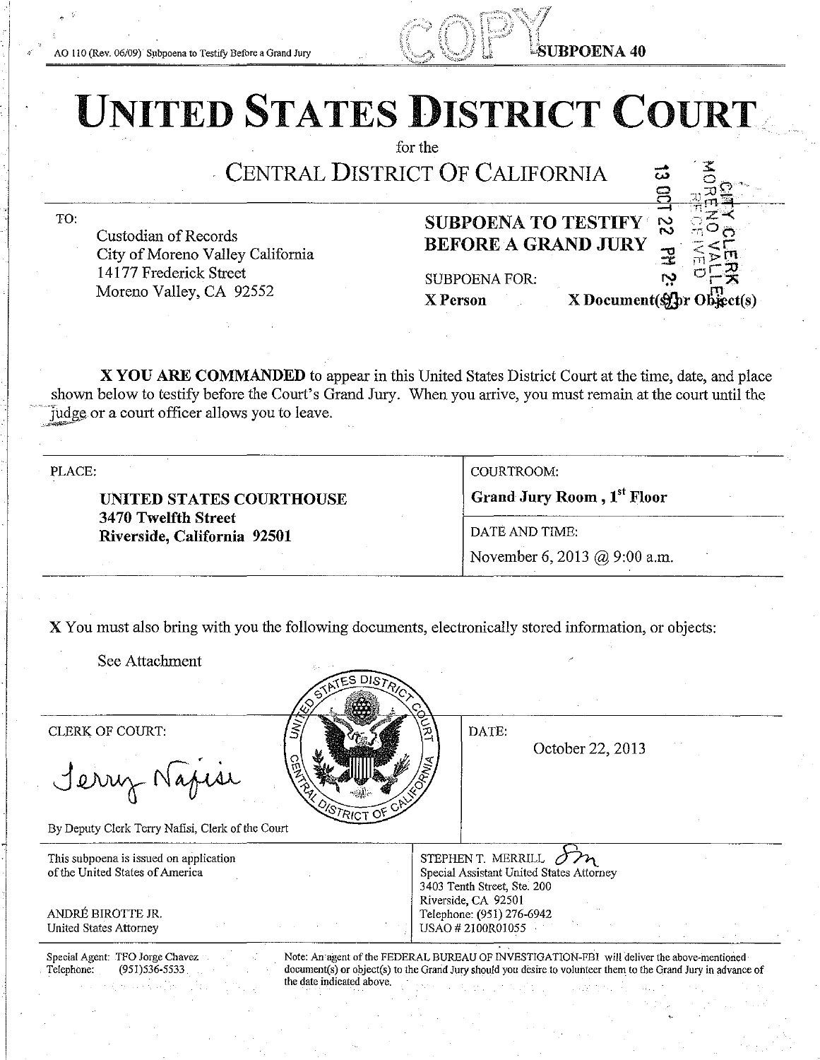AO 110 (Rev. 06/09) Subpoena to Testify Before a Grand Jury

COPY

SUBPOENA 40

# UNITED STATES DISTRICT COURT

for the

## CENTRAL DISTRICT OF CALIFORNIA

13 OCT 22 PM 2:

CITY CLERK MORENO VALLEY RECEIVED

TO:

Custodian of Records
City of Moreno Valley California
14177 Frederick Street
Moreno Valley, CA 92552

**SUBPOENA TO TESTIFY BEFORE A GRAND JURY**

SUBPOENA FOR:

**X Person** **X Document(s) or Object(s)**

**X YOU ARE COMMANDED** to appear in this United States District Court at the time, date, and place shown below to testify before the Court's Grand Jury. When you arrive, you must remain at the court until the judge or a court officer allows you to leave.

| PLACE: | COURTROOM: |
|---|---|
| **UNITED STATES COURTHOUSE**<br>**3470 Twelfth Street**<br>**Riverside, California 92501** | **Grand Jury Room , 1st Floor** |
| | DATE AND TIME:<br>November 6, 2013 @ 9:00 a.m. |

**X** You must also bring with you the following documents, electronically stored information, or objects:

See Attachment

CLERK OF COURT:

Terry Nafisi

By Deputy Clerk Terry Nafisi, Clerk of the Court

DATE:

October 22, 2013

This subpoena is issued on application of the United States of America

ANDRÉ BIROTTE JR.
United States Attorney

STEPHEN T. MERRILL
Special Assistant United States Attorney
3403 Tenth Street, Ste. 200
Riverside, CA 92501
Telephone: (951) 276-6942
USAO # 2100R01055

Special Agent: TFO Jorge Chavez
Telephone: (951)536-5533

Note: An agent of the FEDERAL BUREAU OF INVESTIGATION-FBI will deliver the above-mentioned document(s) or object(s) to the Grand Jury should you desire to volunteer them to the Grand Jury in advance of the date indicated above.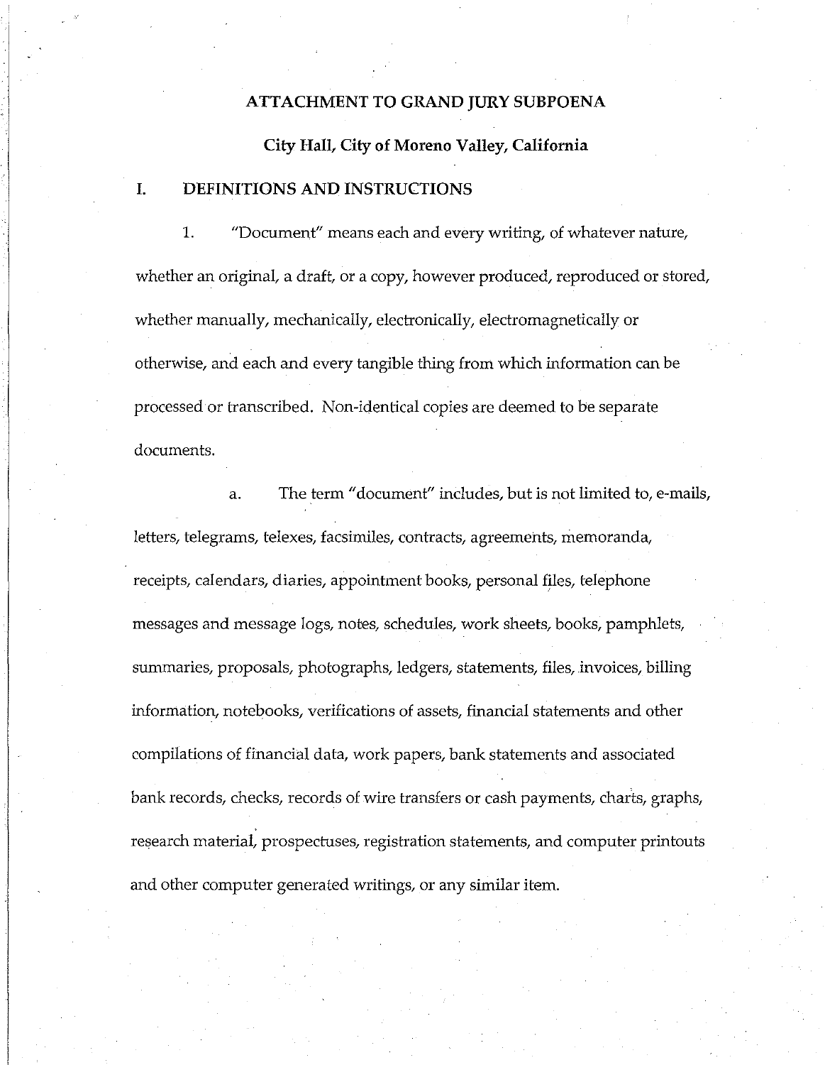**ATTACHMENT TO GRAND JURY SUBPOENA**

**City Hall, City of Moreno Valley, California**

## I. DEFINITIONS AND INSTRUCTIONS

1. "Document" means each and every writing, of whatever nature, whether an original, a draft, or a copy, however produced, reproduced or stored, whether manually, mechanically, electronically, electromagnetically or otherwise, and each and every tangible thing from which information can be processed or transcribed. Non-identical copies are deemed to be separate documents.

   a. The term "document" includes, but is not limited to, e-mails, letters, telegrams, telexes, facsimiles, contracts, agreements, memoranda, receipts, calendars, diaries, appointment books, personal files, telephone messages and message logs, notes, schedules, work sheets, books, pamphlets, summaries, proposals, photographs, ledgers, statements, files, invoices, billing information, notebooks, verifications of assets, financial statements and other compilations of financial data, work papers, bank statements and associated bank records, checks, records of wire transfers or cash payments, charts, graphs, research material, prospectuses, registration statements, and computer printouts and other computer generated writings, or any similar item.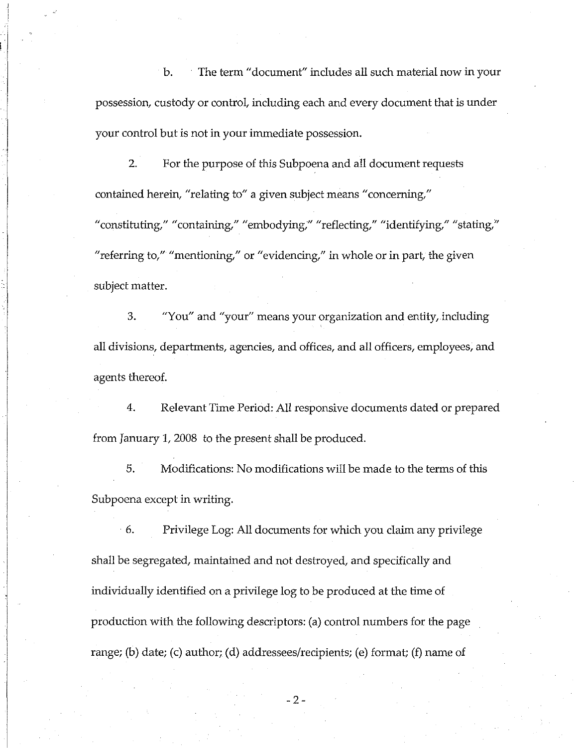b. The term "document" includes all such material now in your possession, custody or control, including each and every document that is under your control but is not in your immediate possession.

2. For the purpose of this Subpoena and all document requests contained herein, "relating to" a given subject means "concerning," "constituting," "containing," "embodying," "reflecting," "identifying," "stating," "referring to," "mentioning," or "evidencing," in whole or in part, the given subject matter.

3. "You" and "your" means your organization and entity, including all divisions, departments, agencies, and offices, and all officers, employees, and agents thereof.

4. Relevant Time Period: All responsive documents dated or prepared from January 1, 2008 to the present shall be produced.

5. Modifications: No modifications will be made to the terms of this Subpoena except in writing.

6. Privilege Log: All documents for which you claim any privilege shall be segregated, maintained and not destroyed, and specifically and individually identified on a privilege log to be produced at the time of production with the following descriptors: (a) control numbers for the page range; (b) date; (c) author; (d) addressees/recipients; (e) format; (f) name of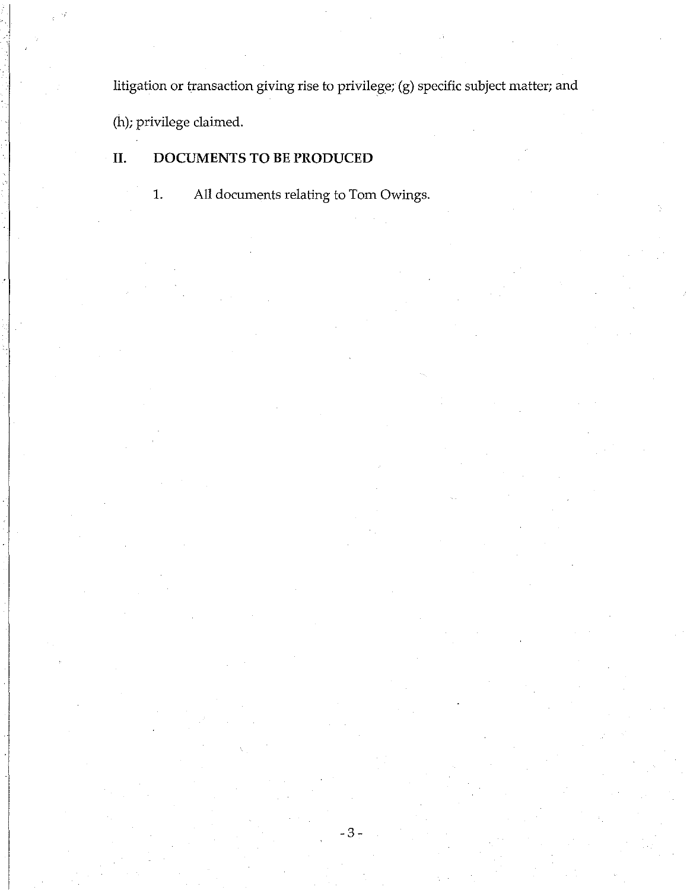litigation or transaction giving rise to privilege; (g) specific subject matter; and (h); privilege claimed.

## II. DOCUMENTS TO BE PRODUCED

1. All documents relating to Tom Owings.